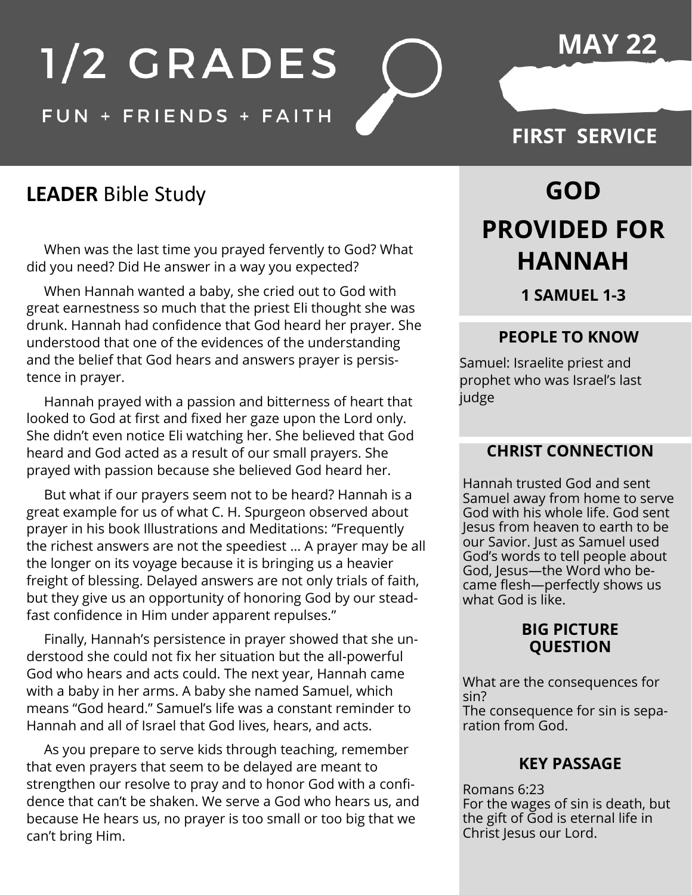# 1/2 GRADES

FUN + FRIENDS + FAITH

**MAY 22**

**FIRST SERVICE**

## **LEADER** Bible Study

When was the last time you prayed fervently to God? What did you need? Did He answer in a way you expected?

When Hannah wanted a baby, she cried out to God with great earnestness so much that the priest Eli thought she was drunk. Hannah had confidence that God heard her prayer. She understood that one of the evidences of the understanding and the belief that God hears and answers prayer is persistence in prayer.

Hannah prayed with a passion and bitterness of heart that looked to God at first and fixed her gaze upon the Lord only. She didn't even notice Eli watching her. She believed that God heard and God acted as a result of our small prayers. She prayed with passion because she believed God heard her.

But what if our prayers seem not to be heard? Hannah is a great example for us of what C. H. Spurgeon observed about prayer in his book Illustrations and Meditations: "Frequently the richest answers are not the speediest … A prayer may be all the longer on its voyage because it is bringing us a heavier freight of blessing. Delayed answers are not only trials of faith, but they give us an opportunity of honoring God by our steadfast confidence in Him under apparent repulses."

Finally, Hannah's persistence in prayer showed that she understood she could not fix her situation but the all-powerful God who hears and acts could. The next year, Hannah came with a baby in her arms. A baby she named Samuel, which means "God heard." Samuel's life was a constant reminder to Hannah and all of Israel that God lives, hears, and acts.

As you prepare to serve kids through teaching, remember that even prayers that seem to be delayed are meant to strengthen our resolve to pray and to honor God with a confidence that can't be shaken. We serve a God who hears us, and because He hears us, no prayer is too small or too big that we can't bring Him.

## GOD PROVIDED FOR HANNAH

**1 SAMUEL 1-3**

### PEOPLE TO KNOW

Samuel: Israelite priest and prophet who was Israel's last judge

### CHRIST CONNECTION

Hannah trusted God and sent Samuel away from home to serve God with his whole life. God sent Jesus from heaven to earth to be our Savior. Just as Samuel used God's words to tell people about God, Jesus—the Word who became flesh—perfectly shows us what God is like.

### BIG PICTURE QUESTION

What are the consequences for sin?
The consequence for sin is separation from God.

### KEY PASSAGE

Romans 6:23
For the wages of sin is death, but the gift of God is eternal life in Christ Jesus our Lord.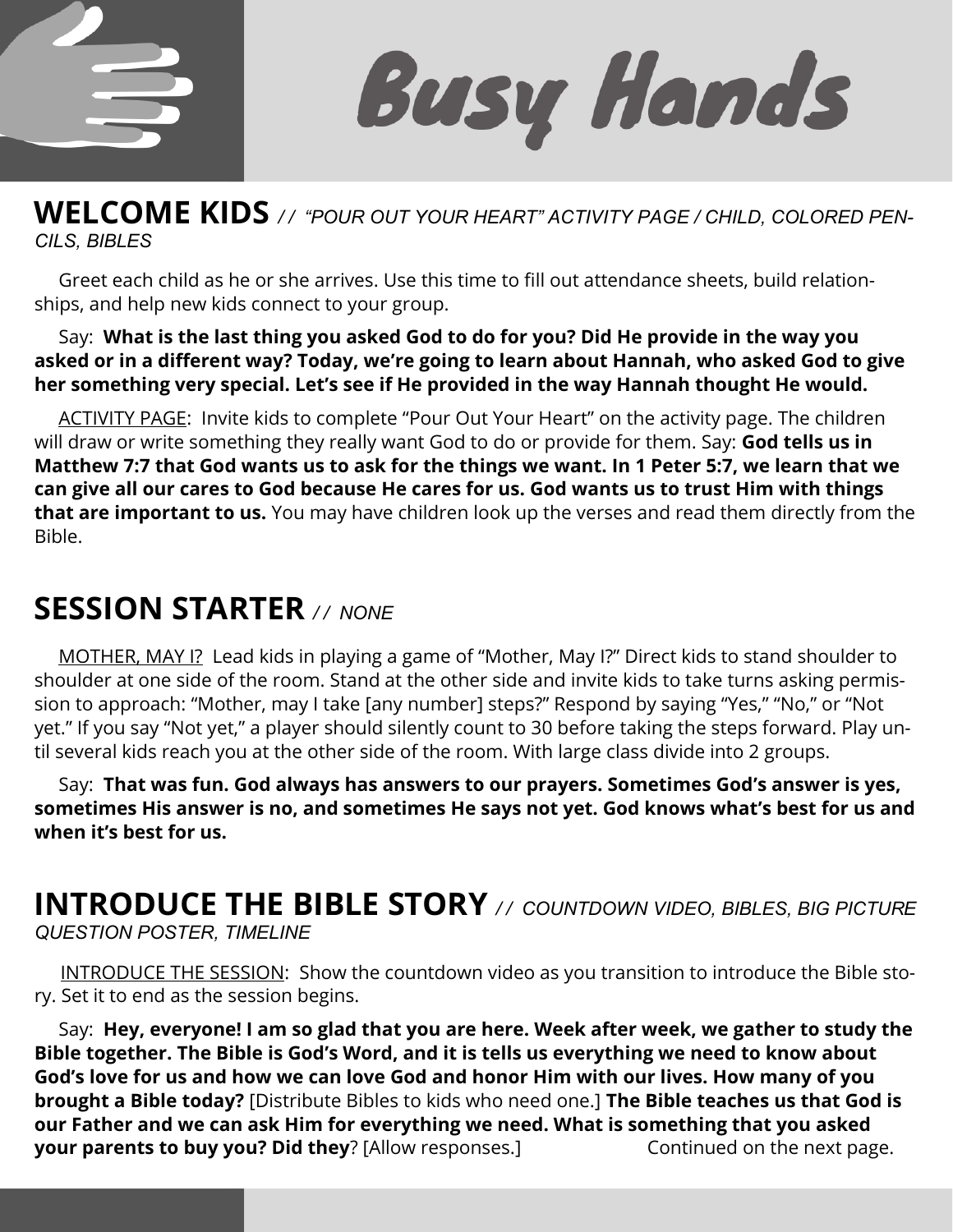# Busy Hands

## WELCOME KIDS *// "POUR OUT YOUR HEART" ACTIVITY PAGE / CHILD, COLORED PENCILS, BIBLES*

Greet each child as he or she arrives. Use this time to fill out attendance sheets, build relationships, and help new kids connect to your group.

Say: **What is the last thing you asked God to do for you? Did He provide in the way you asked or in a different way? Today, we're going to learn about Hannah, who asked God to give her something very special. Let's see if He provided in the way Hannah thought He would.**

ACTIVITY PAGE: Invite kids to complete "Pour Out Your Heart" on the activity page. The children will draw or write something they really want God to do or provide for them. Say: **God tells us in Matthew 7:7 that God wants us to ask for the things we want. In 1 Peter 5:7, we learn that we can give all our cares to God because He cares for us. God wants us to trust Him with things that are important to us.** You may have children look up the verses and read them directly from the Bible.

## SESSION STARTER *// NONE*

MOTHER, MAY I? Lead kids in playing a game of "Mother, May I?" Direct kids to stand shoulder to shoulder at one side of the room. Stand at the other side and invite kids to take turns asking permission to approach: "Mother, may I take [any number] steps?" Respond by saying "Yes," "No," or "Not yet." If you say "Not yet," a player should silently count to 30 before taking the steps forward. Play until several kids reach you at the other side of the room. With large class divide into 2 groups.

Say: **That was fun. God always has answers to our prayers. Sometimes God's answer is yes, sometimes His answer is no, and sometimes He says not yet. God knows what's best for us and when it's best for us.**

## INTRODUCE THE BIBLE STORY *// COUNTDOWN VIDEO, BIBLES, BIG PICTURE QUESTION POSTER, TIMELINE*

INTRODUCE THE SESSION: Show the countdown video as you transition to introduce the Bible story. Set it to end as the session begins.

Say: **Hey, everyone! I am so glad that you are here. Week after week, we gather to study the Bible together. The Bible is God's Word, and it is tells us everything we need to know about God's love for us and how we can love God and honor Him with our lives. How many of you brought a Bible today?** [Distribute Bibles to kids who need one.] **The Bible teaches us that God is our Father and we can ask Him for everything we need. What is something that you asked your parents to buy you? Did they**? [Allow responses.] Continued on the next page.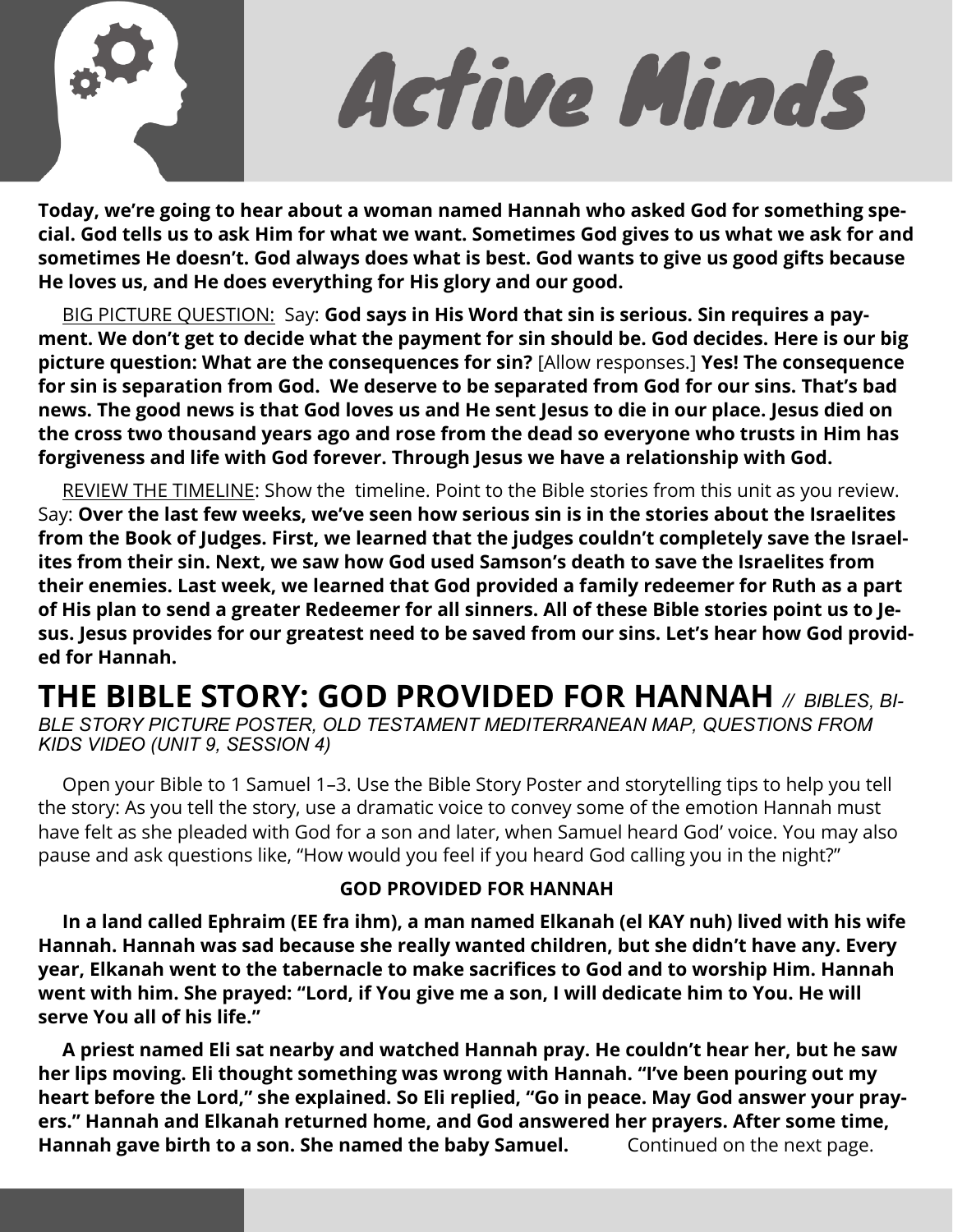# Active Minds

**Today, we're going to hear about a woman named Hannah who asked God for something special. God tells us to ask Him for what we want. Sometimes God gives to us what we ask for and sometimes He doesn't. God always does what is best. God wants to give us good gifts because He loves us, and He does everything for His glory and our good.**

<u>BIG PICTURE QUESTION:</u> Say: **God says in His Word that sin is serious. Sin requires a payment. We don't get to decide what the payment for sin should be. God decides. Here is our big picture question: What are the consequences for sin?** [Allow responses.] **Yes! The consequence for sin is separation from God. We deserve to be separated from God for our sins. That's bad news. The good news is that God loves us and He sent Jesus to die in our place. Jesus died on the cross two thousand years ago and rose from the dead so everyone who trusts in Him has forgiveness and life with God forever. Through Jesus we have a relationship with God.**

<u>REVIEW THE TIMELINE</u>: Show the timeline. Point to the Bible stories from this unit as you review. Say: **Over the last few weeks, we've seen how serious sin is in the stories about the Israelites from the Book of Judges. First, we learned that the judges couldn't completely save the Israelites from their sin. Next, we saw how God used Samson's death to save the Israelites from their enemies. Last week, we learned that God provided a family redeemer for Ruth as a part of His plan to send a greater Redeemer for all sinners. All of these Bible stories point us to Jesus. Jesus provides for our greatest need to be saved from our sins. Let's hear how God provided for Hannah.**

## THE BIBLE STORY: GOD PROVIDED FOR HANNAH *// BIBLES, BIBLE STORY PICTURE POSTER, OLD TESTAMENT MEDITERRANEAN MAP, QUESTIONS FROM KIDS VIDEO (UNIT 9, SESSION 4)*

Open your Bible to 1 Samuel 1–3. Use the Bible Story Poster and storytelling tips to help you tell the story: As you tell the story, use a dramatic voice to convey some of the emotion Hannah must have felt as she pleaded with God for a son and later, when Samuel heard God' voice. You may also pause and ask questions like, "How would you feel if you heard God calling you in the night?"

**GOD PROVIDED FOR HANNAH**

**In a land called Ephraim (EE fra ihm), a man named Elkanah (el KAY nuh) lived with his wife Hannah. Hannah was sad because she really wanted children, but she didn't have any. Every year, Elkanah went to the tabernacle to make sacrifices to God and to worship Him. Hannah went with him. She prayed: "Lord, if You give me a son, I will dedicate him to You. He will serve You all of his life."**

**A priest named Eli sat nearby and watched Hannah pray. He couldn't hear her, but he saw her lips moving. Eli thought something was wrong with Hannah. "I've been pouring out my heart before the Lord," she explained. So Eli replied, "Go in peace. May God answer your prayers." Hannah and Elkanah returned home, and God answered her prayers. After some time, Hannah gave birth to a son. She named the baby Samuel.** Continued on the next page.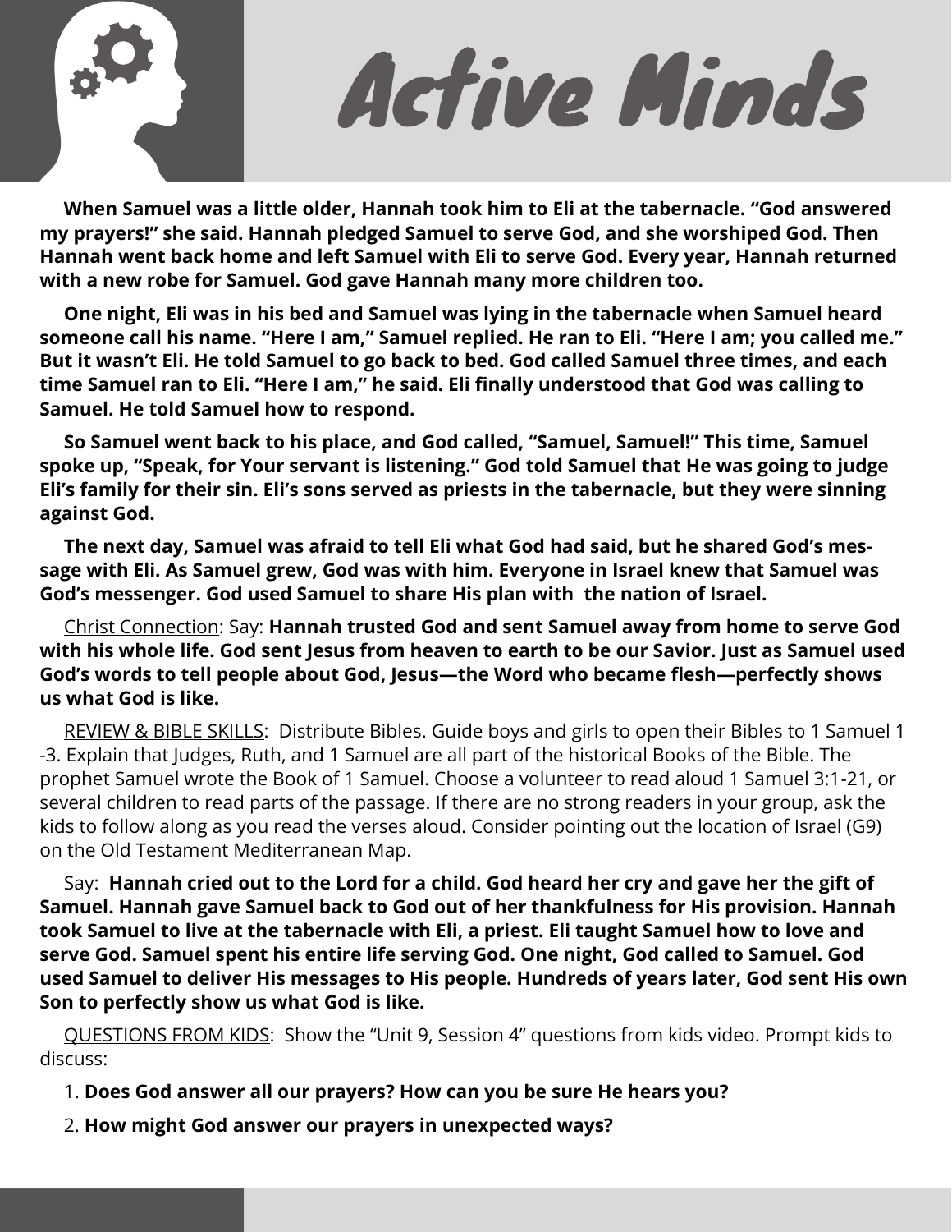# Active Minds

**When Samuel was a little older, Hannah took him to Eli at the tabernacle. "God answered my prayers!" she said. Hannah pledged Samuel to serve God, and she worshiped God. Then Hannah went back home and left Samuel with Eli to serve God. Every year, Hannah returned with a new robe for Samuel. God gave Hannah many more children too.**

**One night, Eli was in his bed and Samuel was lying in the tabernacle when Samuel heard someone call his name. "Here I am," Samuel replied. He ran to Eli. "Here I am; you called me." But it wasn't Eli. He told Samuel to go back to bed. God called Samuel three times, and each time Samuel ran to Eli. "Here I am," he said. Eli finally understood that God was calling to Samuel. He told Samuel how to respond.**

**So Samuel went back to his place, and God called, "Samuel, Samuel!" This time, Samuel spoke up, "Speak, for Your servant is listening." God told Samuel that He was going to judge Eli's family for their sin. Eli's sons served as priests in the tabernacle, but they were sinning against God.**

**The next day, Samuel was afraid to tell Eli what God had said, but he shared God's message with Eli. As Samuel grew, God was with him. Everyone in Israel knew that Samuel was God's messenger. God used Samuel to share His plan with the nation of Israel.**

Christ Connection: Say: **Hannah trusted God and sent Samuel away from home to serve God with his whole life. God sent Jesus from heaven to earth to be our Savior. Just as Samuel used God's words to tell people about God, Jesus—the Word who became flesh—perfectly shows us what God is like.**

REVIEW & BIBLE SKILLS: Distribute Bibles. Guide boys and girls to open their Bibles to 1 Samuel 1-3. Explain that Judges, Ruth, and 1 Samuel are all part of the historical Books of the Bible. The prophet Samuel wrote the Book of 1 Samuel. Choose a volunteer to read aloud 1 Samuel 3:1-21, or several children to read parts of the passage. If there are no strong readers in your group, ask the kids to follow along as you read the verses aloud. Consider pointing out the location of Israel (G9) on the Old Testament Mediterranean Map.

Say: **Hannah cried out to the Lord for a child. God heard her cry and gave her the gift of Samuel. Hannah gave Samuel back to God out of her thankfulness for His provision. Hannah took Samuel to live at the tabernacle with Eli, a priest. Eli taught Samuel how to love and serve God. Samuel spent his entire life serving God. One night, God called to Samuel. God used Samuel to deliver His messages to His people. Hundreds of years later, God sent His own Son to perfectly show us what God is like.**

QUESTIONS FROM KIDS: Show the "Unit 9, Session 4" questions from kids video. Prompt kids to discuss:

1. **Does God answer all our prayers? How can you be sure He hears you?**
2. **How might God answer our prayers in unexpected ways?**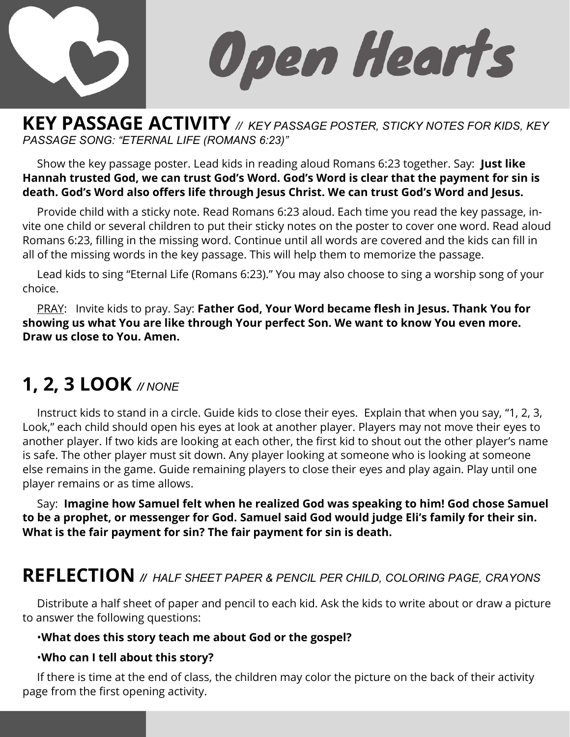# Open Hearts

## KEY PASSAGE ACTIVITY *// KEY PASSAGE POSTER, STICKY NOTES FOR KIDS, KEY PASSAGE SONG: "ETERNAL LIFE (ROMANS 6:23)"*

Show the key passage poster. Lead kids in reading aloud Romans 6:23 together. Say: **Just like Hannah trusted God, we can trust God's Word. God's Word is clear that the payment for sin is death. God's Word also offers life through Jesus Christ. We can trust God's Word and Jesus.**

Provide child with a sticky note. Read Romans 6:23 aloud. Each time you read the key passage, invite one child or several children to put their sticky notes on the poster to cover one word. Read aloud Romans 6:23, filling in the missing word. Continue until all words are covered and the kids can fill in all of the missing words in the key passage. This will help them to memorize the passage.

Lead kids to sing "Eternal Life (Romans 6:23)." You may also choose to sing a worship song of your choice.

<u>PRAY</u>: Invite kids to pray. Say: **Father God, Your Word became flesh in Jesus. Thank You for showing us what You are like through Your perfect Son. We want to know You even more. Draw us close to You. Amen.**

## 1, 2, 3 LOOK *// NONE*

Instruct kids to stand in a circle. Guide kids to close their eyes. Explain that when you say, "1, 2, 3, Look," each child should open his eyes at look at another player. Players may not move their eyes to another player. If two kids are looking at each other, the first kid to shout out the other player's name is safe. The other player must sit down. Any player looking at someone who is looking at someone else remains in the game. Guide remaining players to close their eyes and play again. Play until one player remains or as time allows.

Say: **Imagine how Samuel felt when he realized God was speaking to him! God chose Samuel to be a prophet, or messenger for God. Samuel said God would judge Eli's family for their sin. What is the fair payment for sin? The fair payment for sin is death.**

## REFLECTION *// HALF SHEET PAPER & PENCIL PER CHILD, COLORING PAGE, CRAYONS*

Distribute a half sheet of paper and pencil to each kid. Ask the kids to write about or draw a picture to answer the following questions:

- **What does this story teach me about God or the gospel?**
- **Who can I tell about this story?**

If there is time at the end of class, the children may color the picture on the back of their activity page from the first opening activity.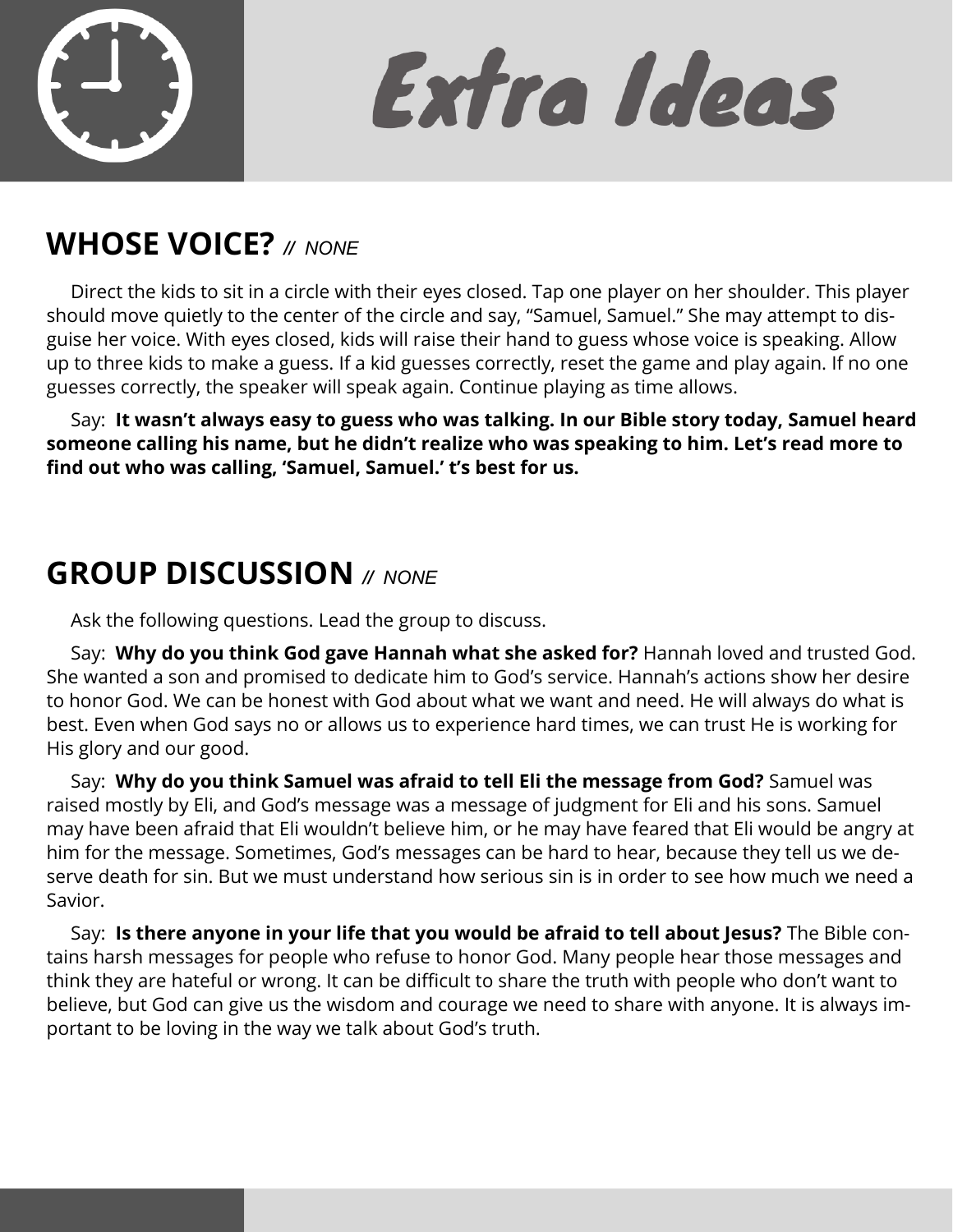# Extra Ideas

## WHOSE VOICE? *// NONE*

Direct the kids to sit in a circle with their eyes closed. Tap one player on her shoulder. This player should move quietly to the center of the circle and say, "Samuel, Samuel." She may attempt to disguise her voice. With eyes closed, kids will raise their hand to guess whose voice is speaking. Allow up to three kids to make a guess. If a kid guesses correctly, reset the game and play again. If no one guesses correctly, the speaker will speak again. Continue playing as time allows.

Say: **It wasn't always easy to guess who was talking. In our Bible story today, Samuel heard someone calling his name, but he didn't realize who was speaking to him. Let's read more to find out who was calling, 'Samuel, Samuel.' t's best for us.**

## GROUP DISCUSSION *// NONE*

Ask the following questions. Lead the group to discuss.

Say: **Why do you think God gave Hannah what she asked for?** Hannah loved and trusted God. She wanted a son and promised to dedicate him to God's service. Hannah's actions show her desire to honor God. We can be honest with God about what we want and need. He will always do what is best. Even when God says no or allows us to experience hard times, we can trust He is working for His glory and our good.

Say: **Why do you think Samuel was afraid to tell Eli the message from God?** Samuel was raised mostly by Eli, and God's message was a message of judgment for Eli and his sons. Samuel may have been afraid that Eli wouldn't believe him, or he may have feared that Eli would be angry at him for the message. Sometimes, God's messages can be hard to hear, because they tell us we deserve death for sin. But we must understand how serious sin is in order to see how much we need a Savior.

Say: **Is there anyone in your life that you would be afraid to tell about Jesus?** The Bible contains harsh messages for people who refuse to honor God. Many people hear those messages and think they are hateful or wrong. It can be difficult to share the truth with people who don't want to believe, but God can give us the wisdom and courage we need to share with anyone. It is always important to be loving in the way we talk about God's truth.